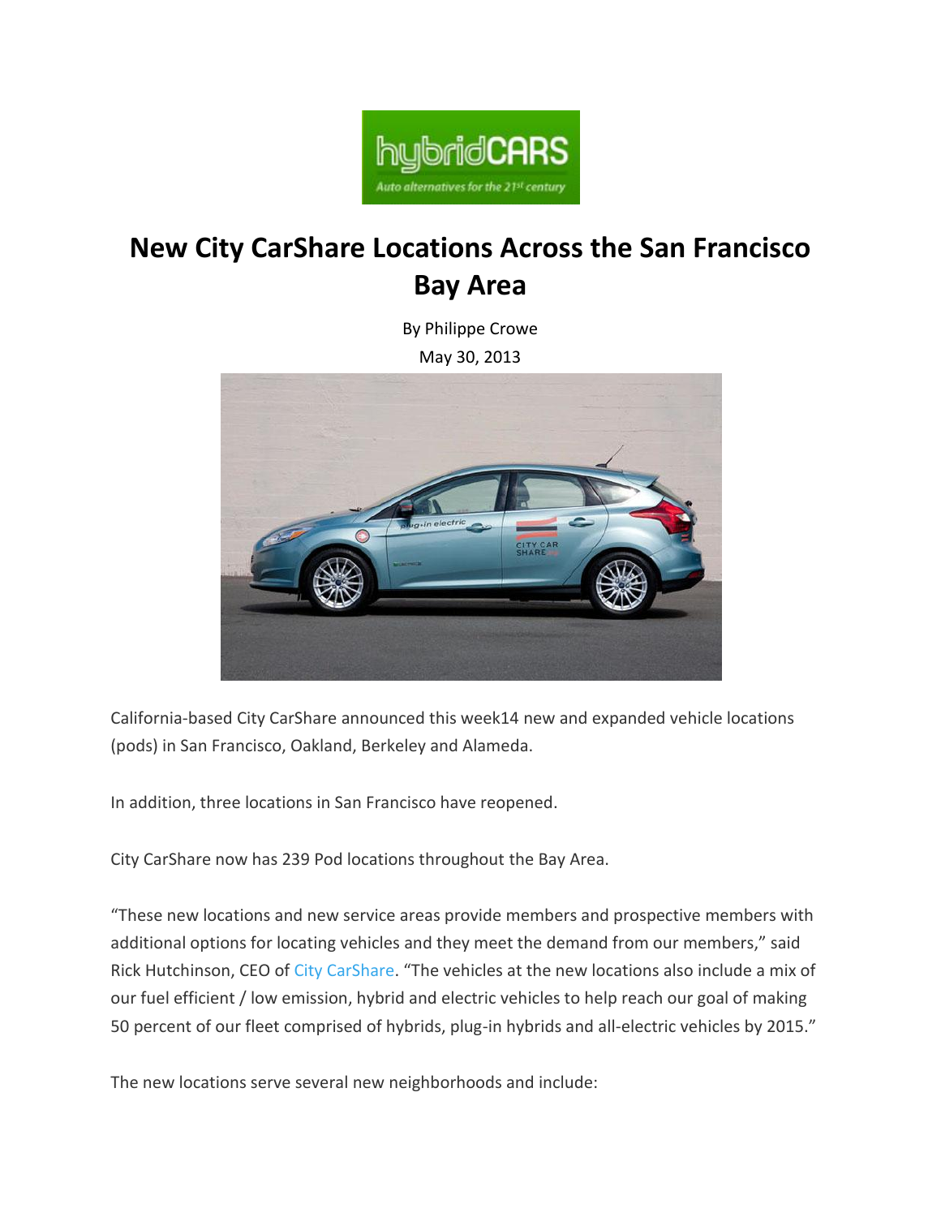# New City CarShare Locations Across the San Francisco Bay Area

By Philippe Crowe

May 30, 2013

California-based City CarShare announced this week14 new and expanded vehicle locations (pods) in San Francisco, Oakland, Berkeley and Alameda.

In addition, three locations in San Francisco have reopened.

City CarShare now has 239 Pod locations throughout the Bay Area.

"These new locations and new service areas provide members and prospective members with additional options for locating vehicles and they meet the demand from our members," said Rick Hutchinson, CEO of City CarShare. "The vehicles at the new locations also include a mix of our fuel efficient / low emission, hybrid and electric vehicles to help reach our goal of making 50 percent of our fleet comprised of hybrids, plug-in hybrids and all-electric vehicles by 2015."

The new locations serve several new neighborhoods and include: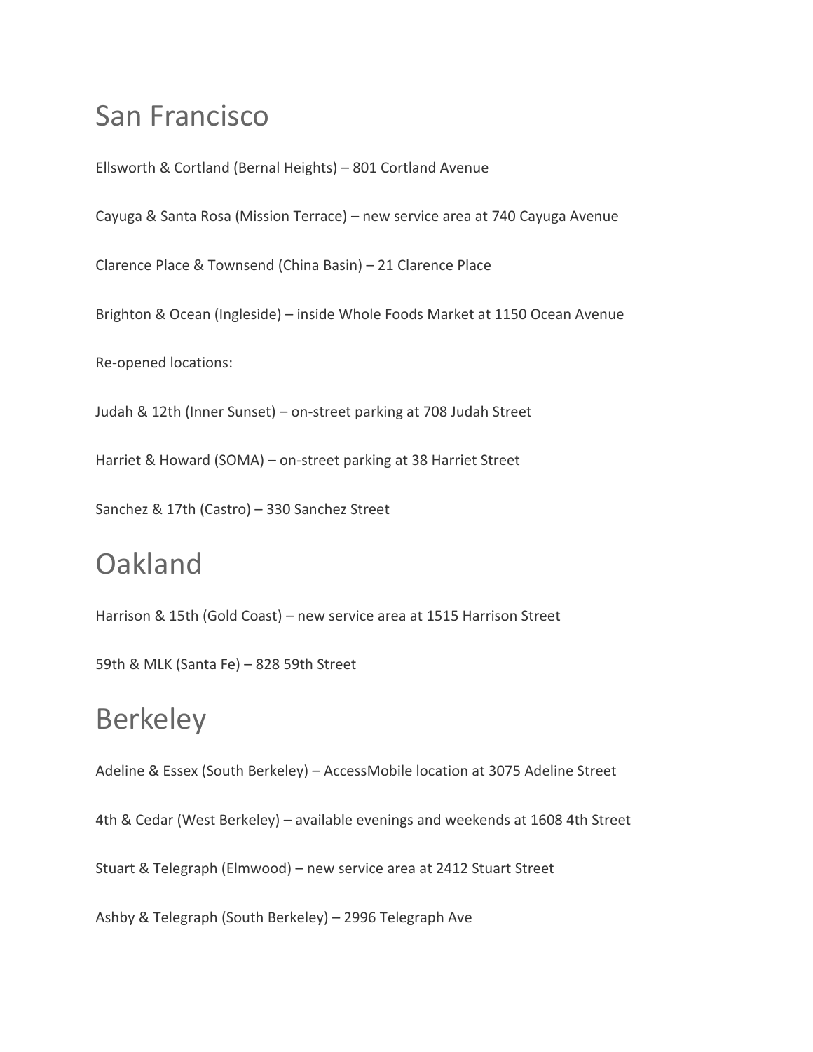# San Francisco

Ellsworth & Cortland (Bernal Heights) – 801 Cortland Avenue

Cayuga & Santa Rosa (Mission Terrace) – new service area at 740 Cayuga Avenue

Clarence Place & Townsend (China Basin) – 21 Clarence Place

Brighton & Ocean (Ingleside) – inside Whole Foods Market at 1150 Ocean Avenue

Re-opened locations:

Judah & 12th (Inner Sunset) – on-street parking at 708 Judah Street

Harriet & Howard (SOMA) – on-street parking at 38 Harriet Street

Sanchez & 17th (Castro) – 330 Sanchez Street

# Oakland

Harrison & 15th (Gold Coast) – new service area at 1515 Harrison Street

59th & MLK (Santa Fe) – 828 59th Street

# Berkeley

Adeline & Essex (South Berkeley) – AccessMobile location at 3075 Adeline Street

4th & Cedar (West Berkeley) – available evenings and weekends at 1608 4th Street

Stuart & Telegraph (Elmwood) – new service area at 2412 Stuart Street

Ashby & Telegraph (South Berkeley) – 2996 Telegraph Ave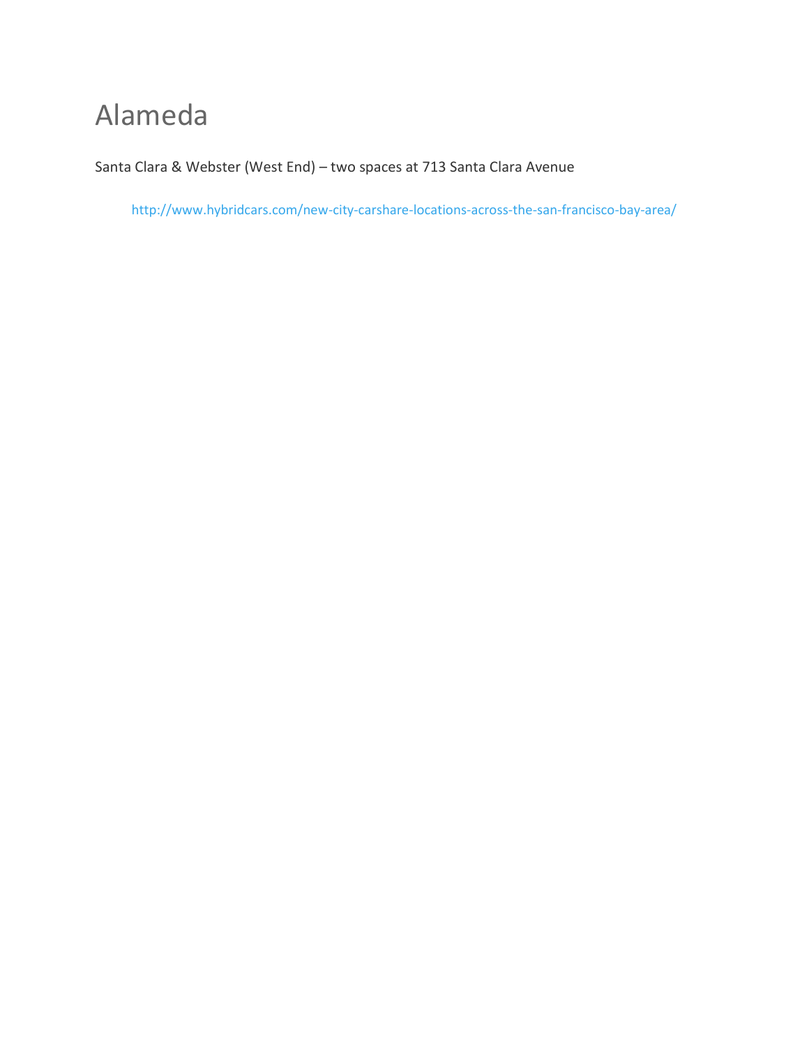# Alameda

Santa Clara & Webster (West End) – two spaces at 713 Santa Clara Avenue

http://www.hybridcars.com/new-city-carshare-locations-across-the-san-francisco-bay-area/